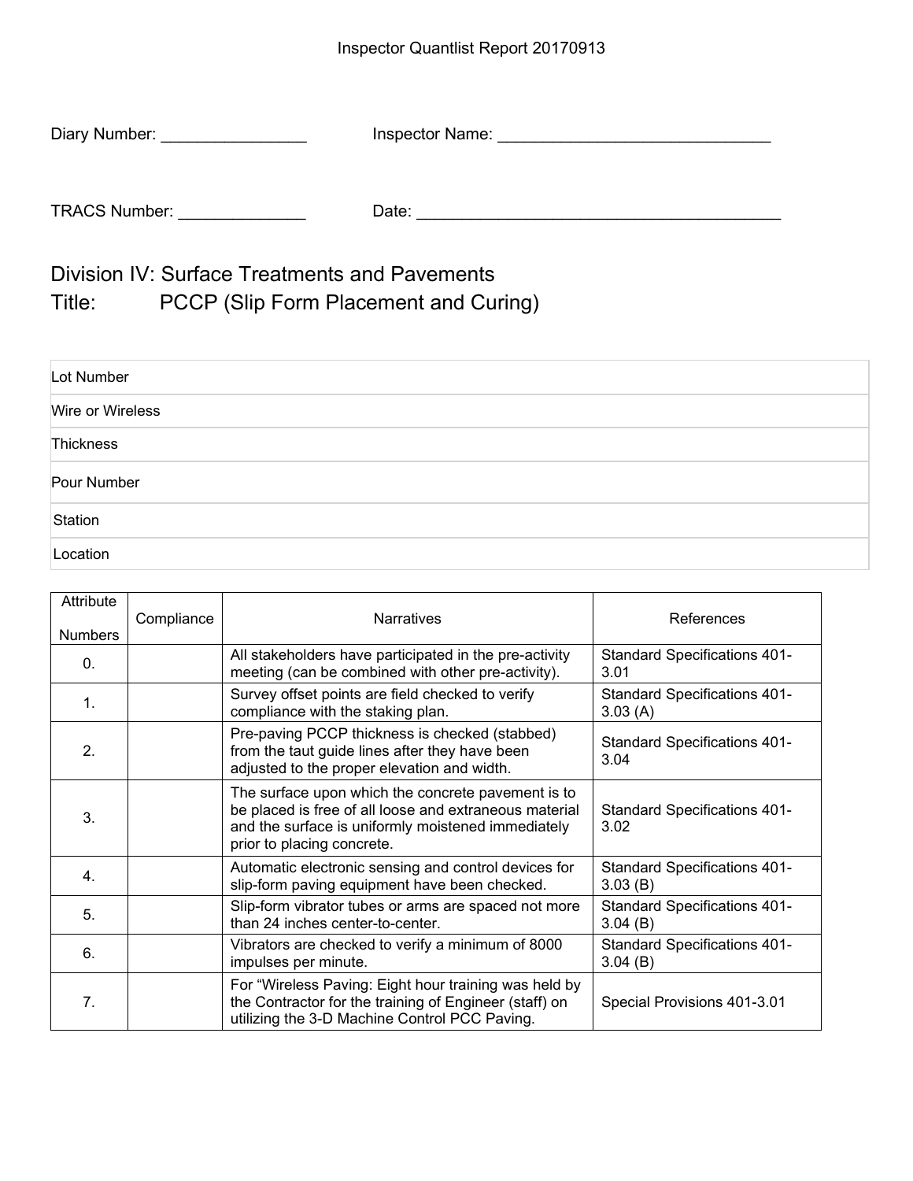Inspector Quantlist Report 20170913

Diary Number: ________________ Inspector Name: ______________________________

TRACS Number: ______________ Date: ________________________________________

# Division IV: Surface Treatments and Pavements

## Title: PCCP (Slip Form Placement and Curing)

| Lot Number |
|---|
| Wire or Wireless |
| Thickness |
| Pour Number |
| Station |
| Location |

| Attribute Numbers | Compliance | Narratives | References |
|---|---|---|---|
| 0. | | All stakeholders have participated in the pre-activity meeting (can be combined with other pre-activity). | Standard Specifications 401-3.01 |
| 1. | | Survey offset points are field checked to verify compliance with the staking plan. | Standard Specifications 401-3.03 (A) |
| 2. | | Pre-paving PCCP thickness is checked (stabbed) from the taut guide lines after they have been adjusted to the proper elevation and width. | Standard Specifications 401-3.04 |
| 3. | | The surface upon which the concrete pavement is to be placed is free of all loose and extraneous material and the surface is uniformly moistened immediately prior to placing concrete. | Standard Specifications 401-3.02 |
| 4. | | Automatic electronic sensing and control devices for slip-form paving equipment have been checked. | Standard Specifications 401-3.03 (B) |
| 5. | | Slip-form vibrator tubes or arms are spaced not more than 24 inches center-to-center. | Standard Specifications 401-3.04 (B) |
| 6. | | Vibrators are checked to verify a minimum of 8000 impulses per minute. | Standard Specifications 401-3.04 (B) |
| 7. | | For "Wireless Paving: Eight hour training was held by the Contractor for the training of Engineer (staff) on utilizing the 3-D Machine Control PCC Paving. | Special Provisions 401-3.01 |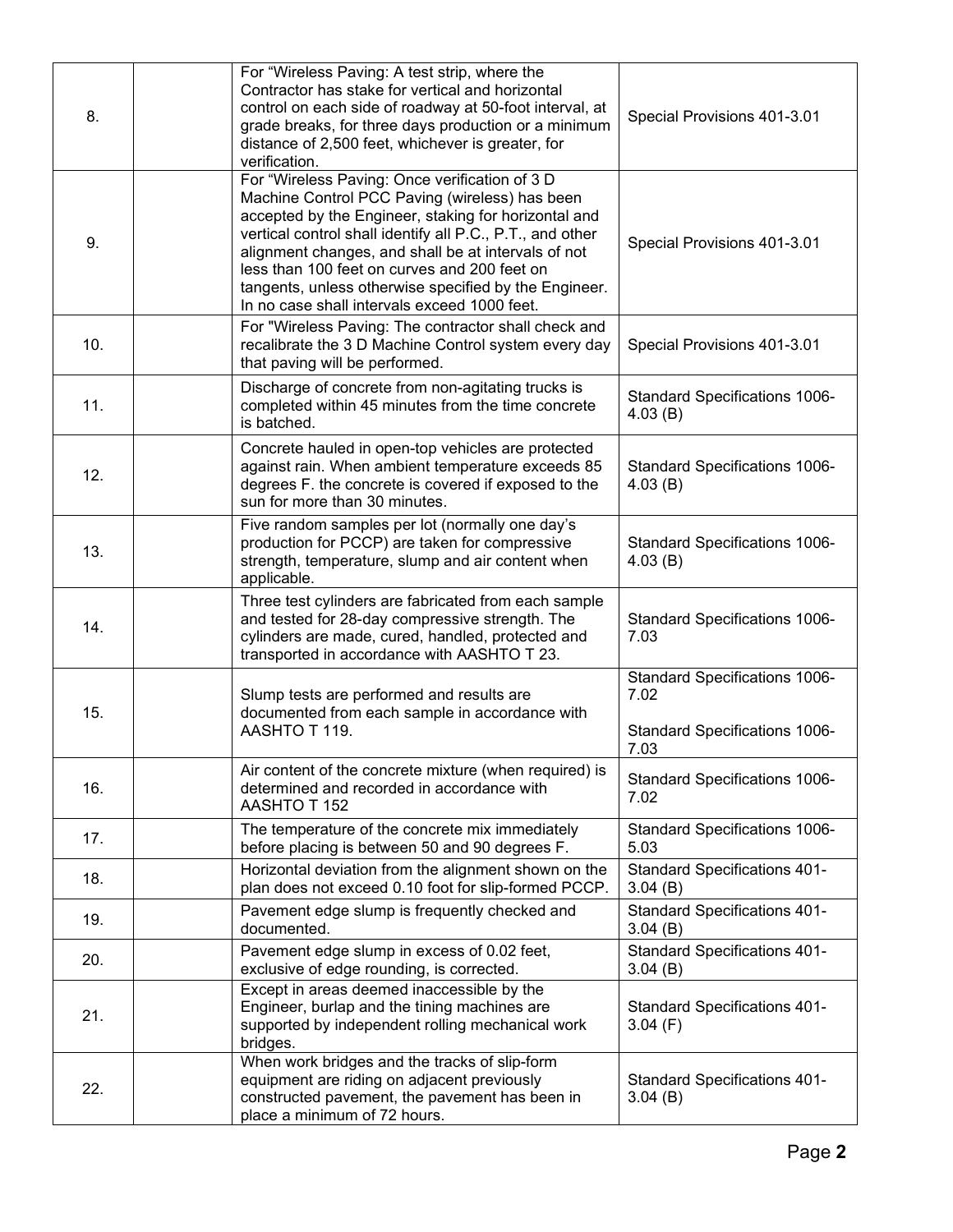| | | | |
|---|---|---|---|
| 8. | | For "Wireless Paving: A test strip, where the Contractor has stake for vertical and horizontal control on each side of roadway at 50-foot interval, at grade breaks, for three days production or a minimum distance of 2,500 feet, whichever is greater, for verification. | Special Provisions 401-3.01 |
| 9. | | For "Wireless Paving: Once verification of 3 D Machine Control PCC Paving (wireless) has been accepted by the Engineer, staking for horizontal and vertical control shall identify all P.C., P.T., and other alignment changes, and shall be at intervals of not less than 100 feet on curves and 200 feet on tangents, unless otherwise specified by the Engineer. In no case shall intervals exceed 1000 feet. | Special Provisions 401-3.01 |
| 10. | | For "Wireless Paving: The contractor shall check and recalibrate the 3 D Machine Control system every day that paving will be performed. | Special Provisions 401-3.01 |
| 11. | | Discharge of concrete from non-agitating trucks is completed within 45 minutes from the time concrete is batched. | Standard Specifications 1006-4.03 (B) |
| 12. | | Concrete hauled in open-top vehicles are protected against rain. When ambient temperature exceeds 85 degrees F. the concrete is covered if exposed to the sun for more than 30 minutes. | Standard Specifications 1006-4.03 (B) |
| 13. | | Five random samples per lot (normally one day's production for PCCP) are taken for compressive strength, temperature, slump and air content when applicable. | Standard Specifications 1006-4.03 (B) |
| 14. | | Three test cylinders are fabricated from each sample and tested for 28-day compressive strength. The cylinders are made, cured, handled, protected and transported in accordance with AASHTO T 23. | Standard Specifications 1006-7.03 |
| 15. | | Slump tests are performed and results are documented from each sample in accordance with AASHTO T 119. | Standard Specifications 1006-7.02<br><br>Standard Specifications 1006-7.03 |
| 16. | | Air content of the concrete mixture (when required) is determined and recorded in accordance with AASHTO T 152 | Standard Specifications 1006-7.02 |
| 17. | | The temperature of the concrete mix immediately before placing is between 50 and 90 degrees F. | Standard Specifications 1006-5.03 |
| 18. | | Horizontal deviation from the alignment shown on the plan does not exceed 0.10 foot for slip-formed PCCP. | Standard Specifications 401-3.04 (B) |
| 19. | | Pavement edge slump is frequently checked and documented. | Standard Specifications 401-3.04 (B) |
| 20. | | Pavement edge slump in excess of 0.02 feet, exclusive of edge rounding, is corrected. | Standard Specifications 401-3.04 (B) |
| 21. | | Except in areas deemed inaccessible by the Engineer, burlap and the tining machines are supported by independent rolling mechanical work bridges. | Standard Specifications 401-3.04 (F) |
| 22. | | When work bridges and the tracks of slip-form equipment are riding on adjacent previously constructed pavement, the pavement has been in place a minimum of 72 hours. | Standard Specifications 401-3.04 (B) |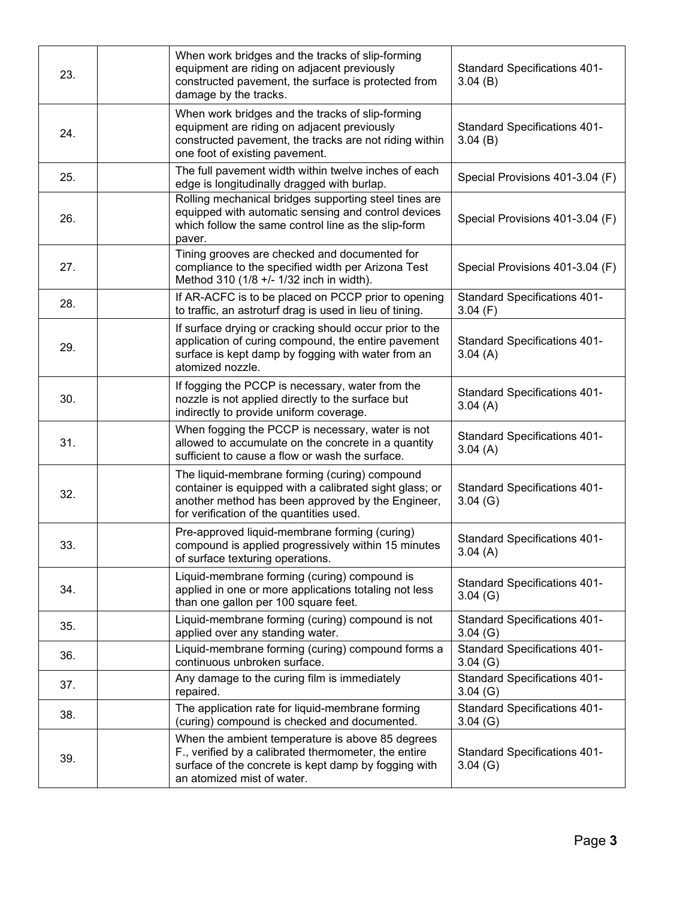| | | | |
|---|---|---|---|
| 23. | | When work bridges and the tracks of slip-forming equipment are riding on adjacent previously constructed pavement, the surface is protected from damage by the tracks. | Standard Specifications 401-3.04 (B) |
| 24. | | When work bridges and the tracks of slip-forming equipment are riding on adjacent previously constructed pavement, the tracks are not riding within one foot of existing pavement. | Standard Specifications 401-3.04 (B) |
| 25. | | The full pavement width within twelve inches of each edge is longitudinally dragged with burlap. | Special Provisions 401-3.04 (F) |
| 26. | | Rolling mechanical bridges supporting steel tines are equipped with automatic sensing and control devices which follow the same control line as the slip-form paver. | Special Provisions 401-3.04 (F) |
| 27. | | Tining grooves are checked and documented for compliance to the specified width per Arizona Test Method 310 (1/8 +/- 1/32 inch in width). | Special Provisions 401-3.04 (F) |
| 28. | | If AR-ACFC is to be placed on PCCP prior to opening to traffic, an astroturf drag is used in lieu of tining. | Standard Specifications 401-3.04 (F) |
| 29. | | If surface drying or cracking should occur prior to the application of curing compound, the entire pavement surface is kept damp by fogging with water from an atomized nozzle. | Standard Specifications 401-3.04 (A) |
| 30. | | If fogging the PCCP is necessary, water from the nozzle is not applied directly to the surface but indirectly to provide uniform coverage. | Standard Specifications 401-3.04 (A) |
| 31. | | When fogging the PCCP is necessary, water is not allowed to accumulate on the concrete in a quantity sufficient to cause a flow or wash the surface. | Standard Specifications 401-3.04 (A) |
| 32. | | The liquid-membrane forming (curing) compound container is equipped with a calibrated sight glass; or another method has been approved by the Engineer, for verification of the quantities used. | Standard Specifications 401-3.04 (G) |
| 33. | | Pre-approved liquid-membrane forming (curing) compound is applied progressively within 15 minutes of surface texturing operations. | Standard Specifications 401-3.04 (A) |
| 34. | | Liquid-membrane forming (curing) compound is applied in one or more applications totaling not less than one gallon per 100 square feet. | Standard Specifications 401-3.04 (G) |
| 35. | | Liquid-membrane forming (curing) compound is not applied over any standing water. | Standard Specifications 401-3.04 (G) |
| 36. | | Liquid-membrane forming (curing) compound forms a continuous unbroken surface. | Standard Specifications 401-3.04 (G) |
| 37. | | Any damage to the curing film is immediately repaired. | Standard Specifications 401-3.04 (G) |
| 38. | | The application rate for liquid-membrane forming (curing) compound is checked and documented. | Standard Specifications 401-3.04 (G) |
| 39. | | When the ambient temperature is above 85 degrees F., verified by a calibrated thermometer, the entire surface of the concrete is kept damp by fogging with an atomized mist of water. | Standard Specifications 401-3.04 (G) |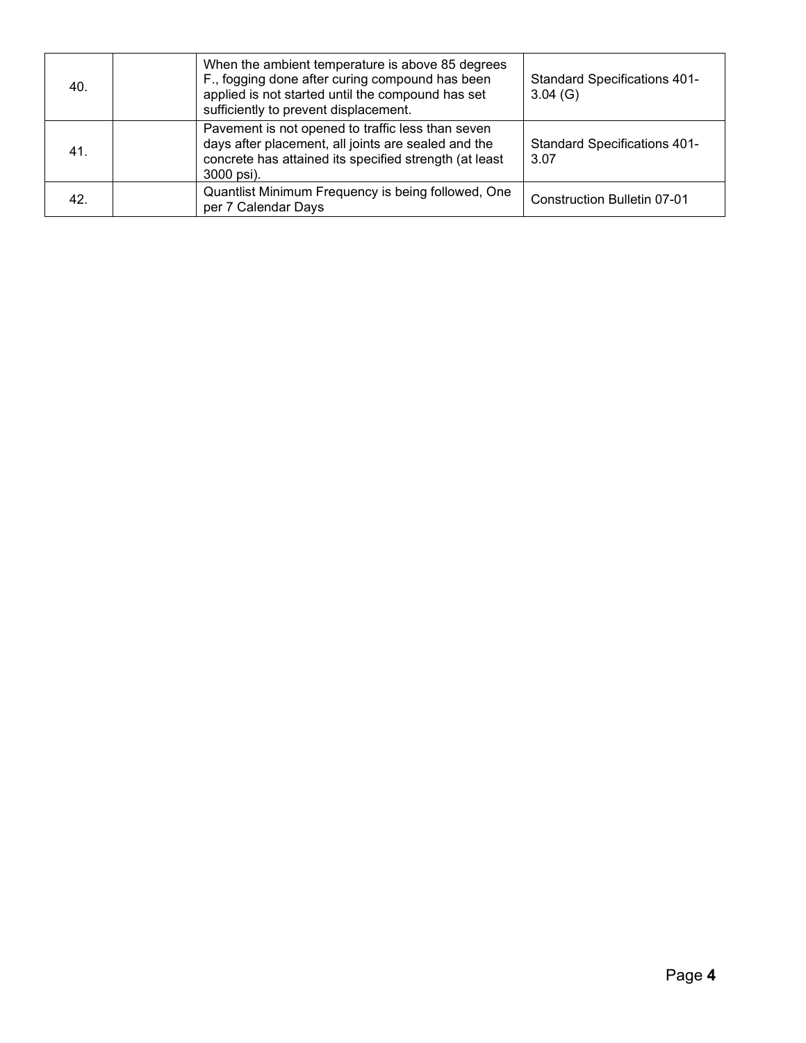| | | | |
|---|---|---|---|
| 40. | | When the ambient temperature is above 85 degrees F., fogging done after curing compound has been applied is not started until the compound has set sufficiently to prevent displacement. | Standard Specifications 401-3.04 (G) |
| 41. | | Pavement is not opened to traffic less than seven days after placement, all joints are sealed and the concrete has attained its specified strength (at least 3000 psi). | Standard Specifications 401-3.07 |
| 42. | | Quantlist Minimum Frequency is being followed, One per 7 Calendar Days | Construction Bulletin 07-01 |